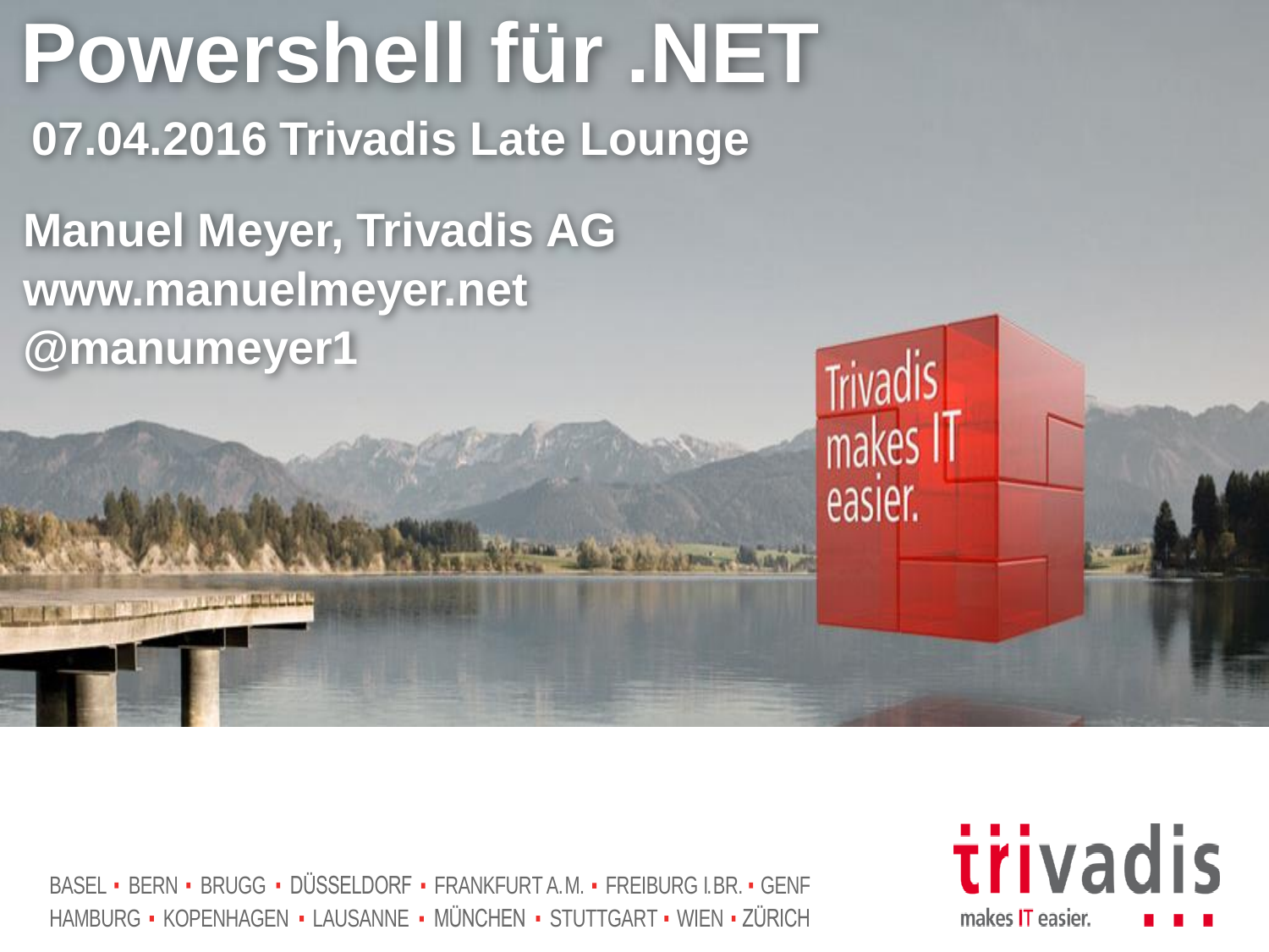# Powershell für .NET

**07.04.2016 Trivadis Late Lounge**

**Manuel Meyer, Trivadis AG**
**www.manuelmeyer.net**
**@manumeyer1**

BASEL ▪ BERN ▪ BRUGG ▪ DÜSSELDORF ▪ FRANKFURT A.M. ▪ FREIBURG I.BR. ▪ GENF
HAMBURG ▪ KOPENHAGEN ▪ LAUSANNE ▪ MÜNCHEN ▪ STUTTGART ▪ WIEN ▪ ZÜRICH

trivadis
makes IT easier.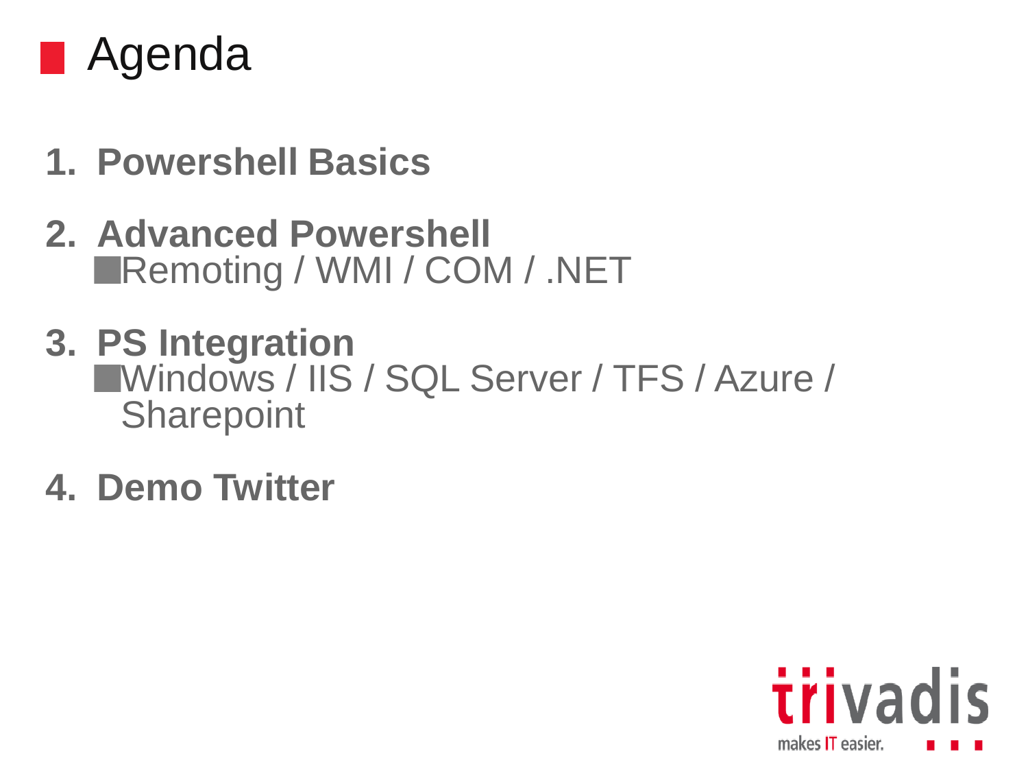# Agenda

1. **Powershell Basics**
2. **Advanced Powershell**
   - Remoting / WMI / COM / .NET
3. **PS Integration**
   - Windows / IIS / SQL Server / TFS / Azure / Sharepoint
4. **Demo Twitter**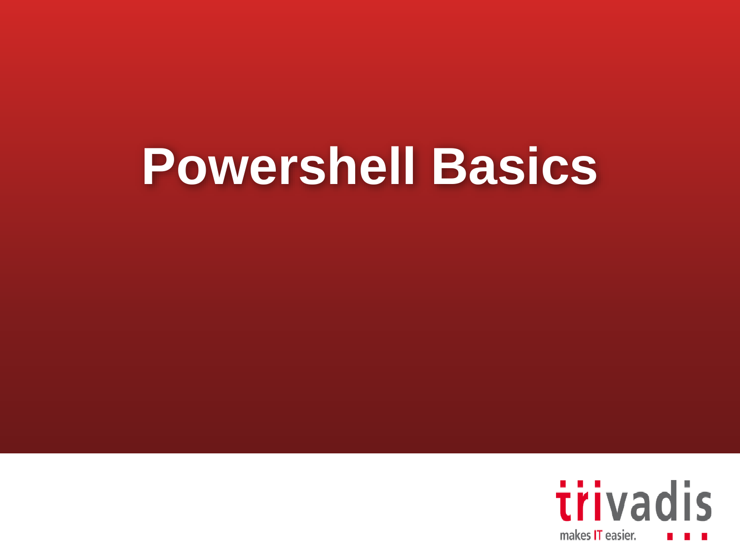# Powershell Basics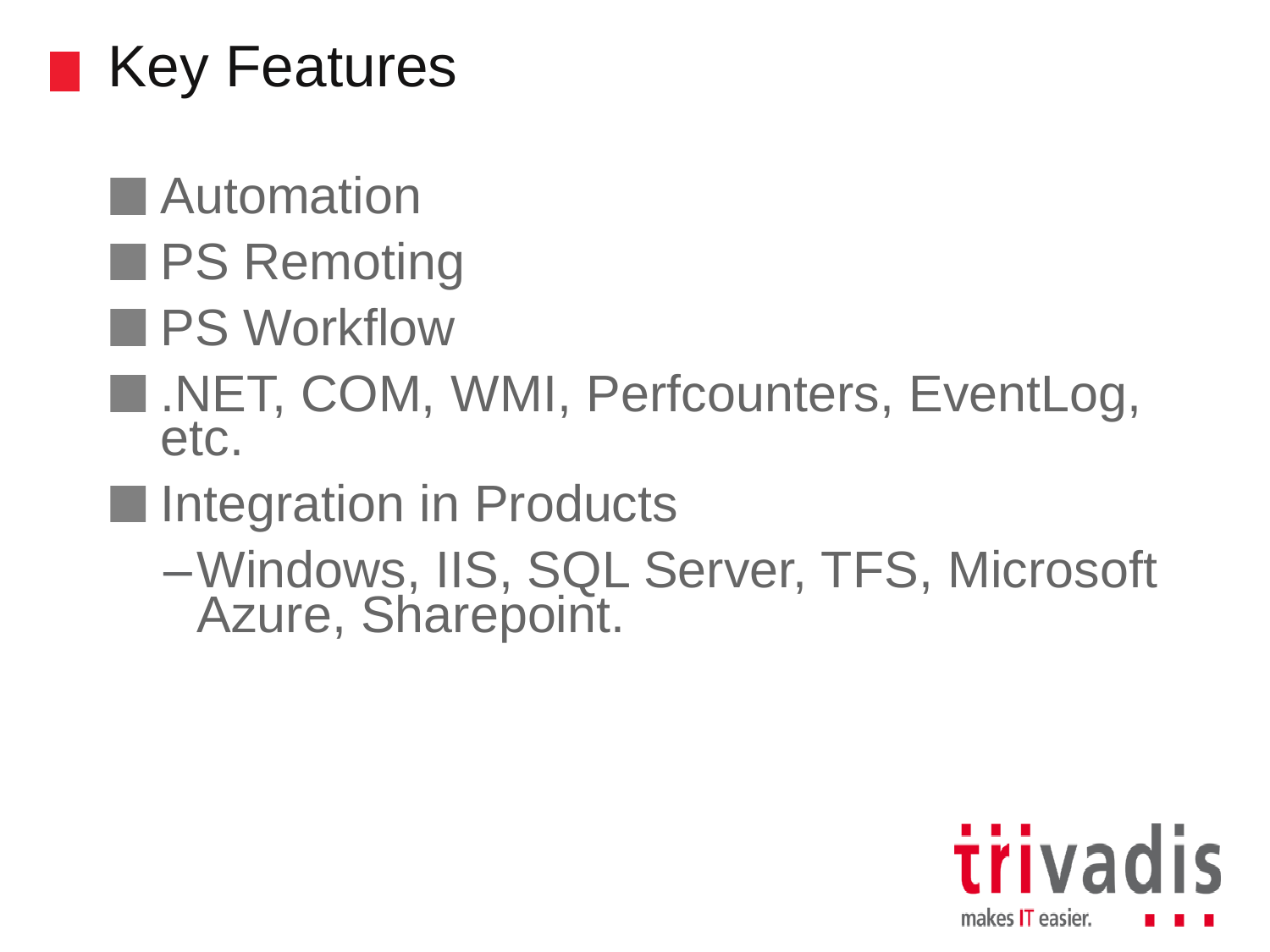# Key Features

- Automation
- PS Remoting
- PS Workflow
- .NET, COM, WMI, Perfcounters, EventLog, etc.
- Integration in Products
  - Windows, IIS, SQL Server, TFS, Microsoft Azure, Sharepoint.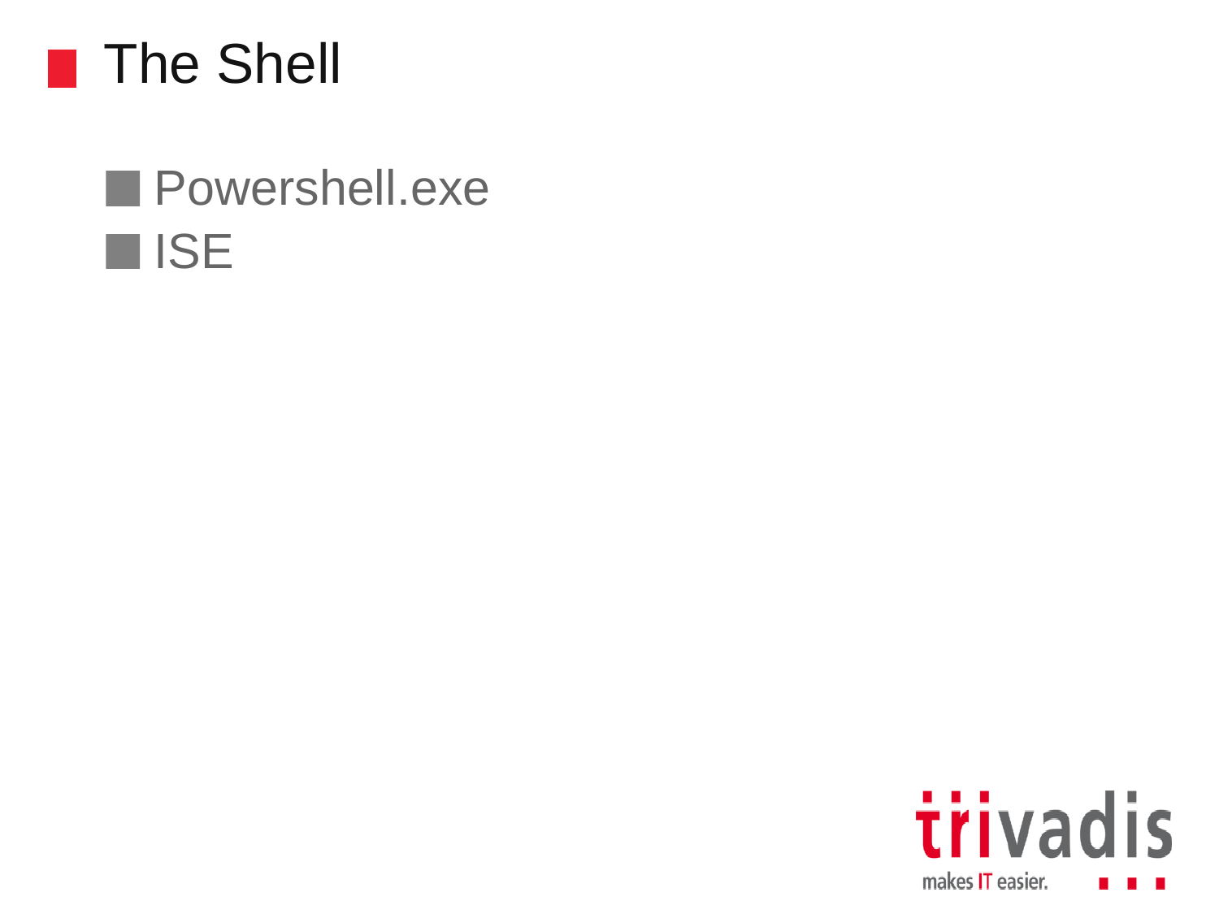# The Shell

- Powershell.exe
- ISE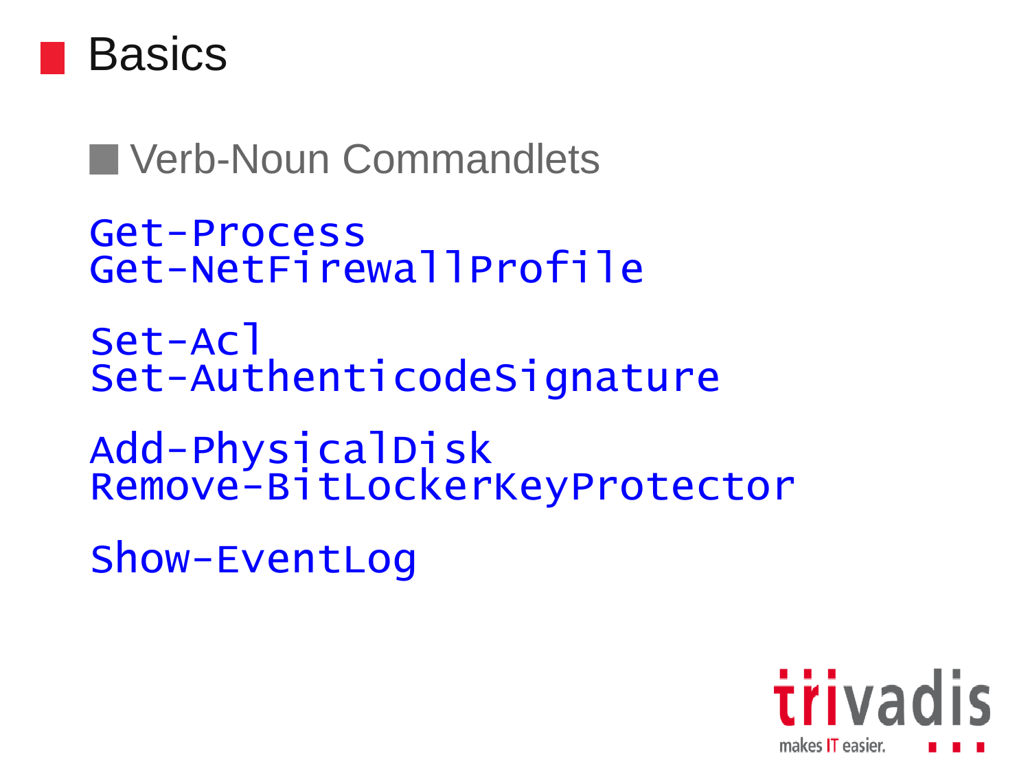# Basics

- Verb-Noun Commandlets

```
Get-Process
Get-NetFirewallProfile

Set-Acl
Set-AuthenticodeSignature

Add-PhysicalDisk
Remove-BitLockerKeyProtector

Show-EventLog
```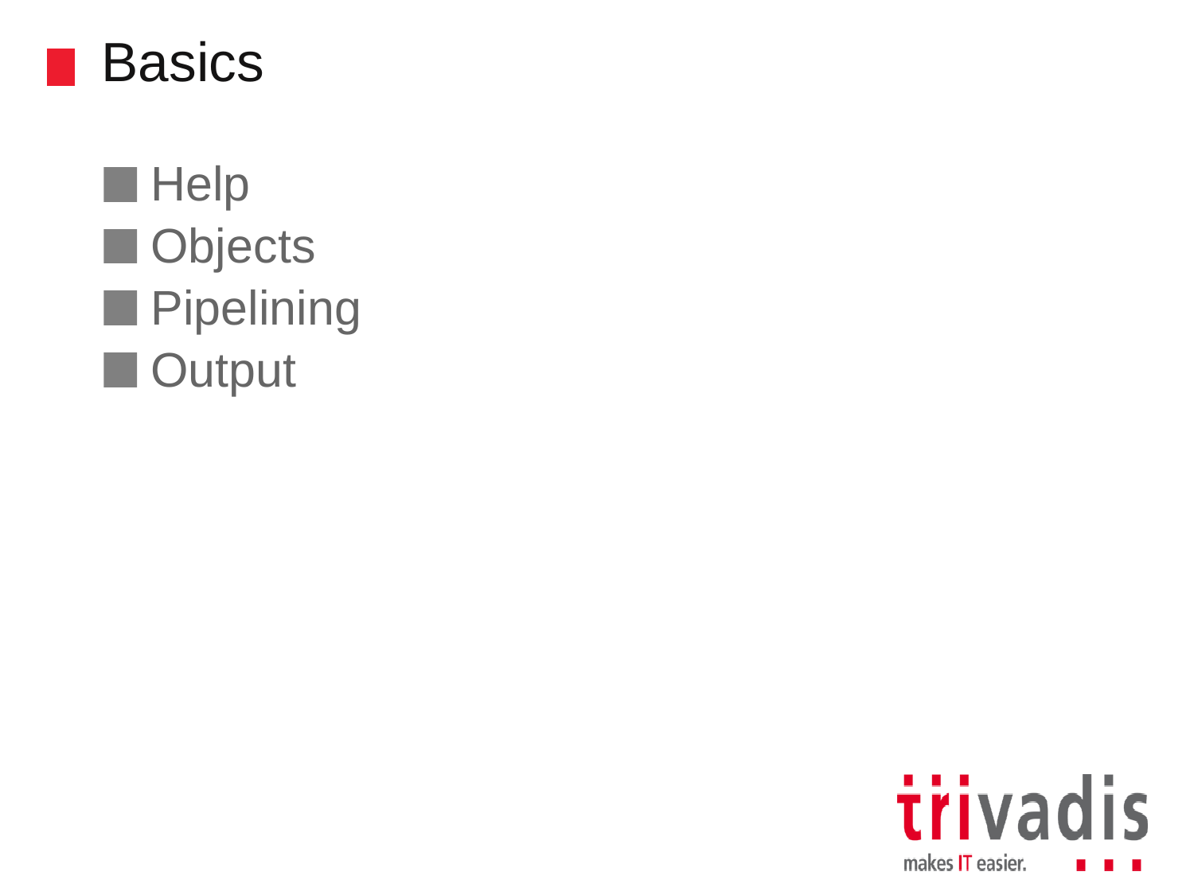# Basics

- Help
- Objects
- Pipelining
- Output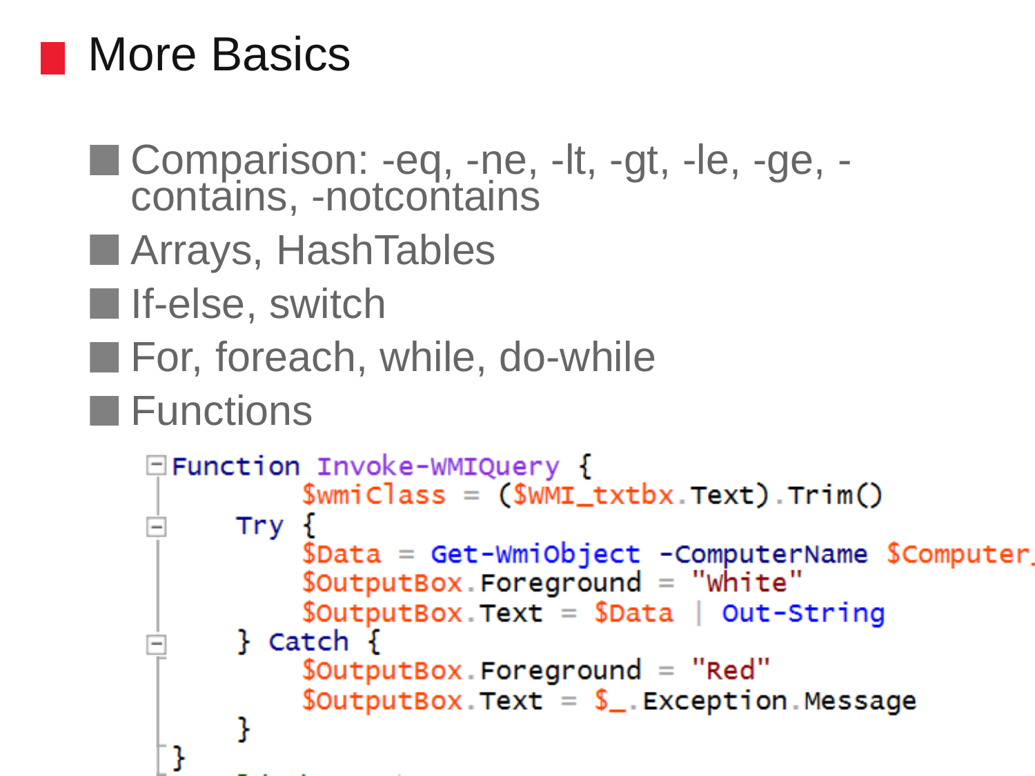# More Basics

- Comparison: -eq, -ne, -lt, -gt, -le, -ge, -contains, -notcontains
- Arrays, HashTables
- If-else, switch
- For, foreach, while, do-while
- Functions

```
Function Invoke-WMIQuery {
        $wmiClass = ($WMI_txtbx.Text).Trim()
    Try {
        $Data = Get-WmiObject -ComputerName $Computer_
        $OutputBox.Foreground = "White"
        $OutputBox.Text = $Data | Out-String
    } Catch {
        $OutputBox.Foreground = "Red"
        $OutputBox.Text = $_.Exception.Message
    }
}
```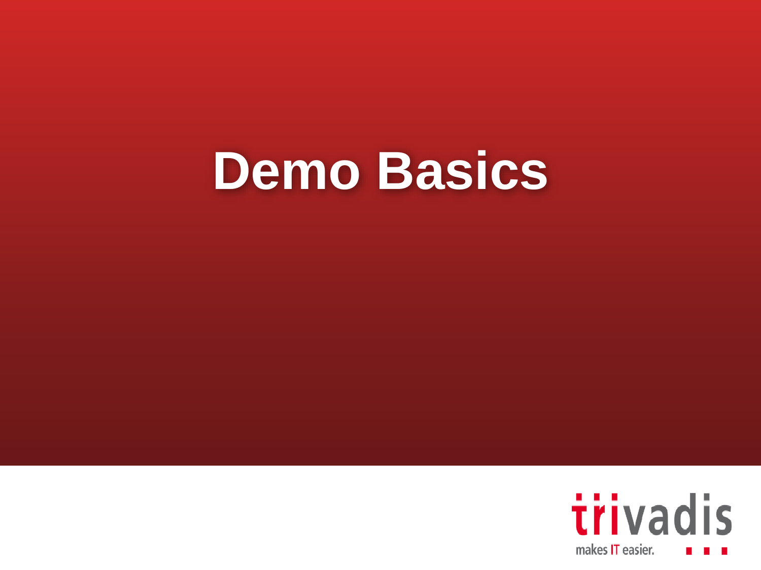# Demo Basics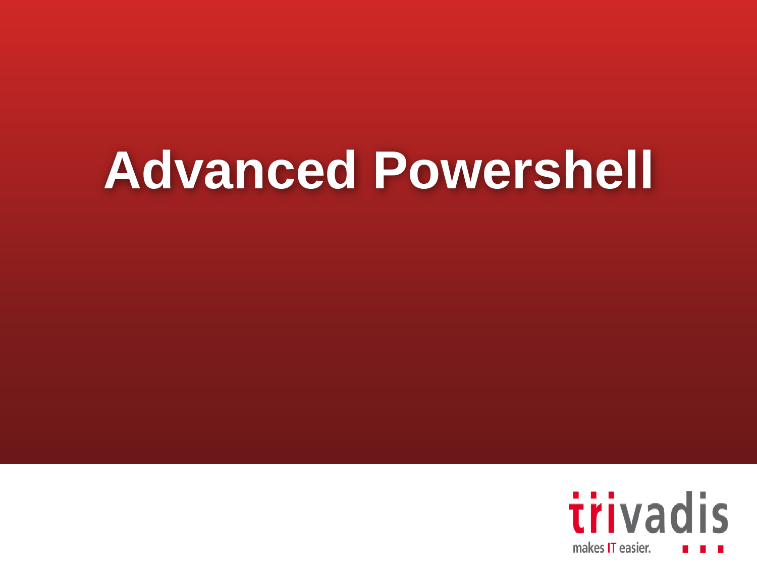# Advanced Powershell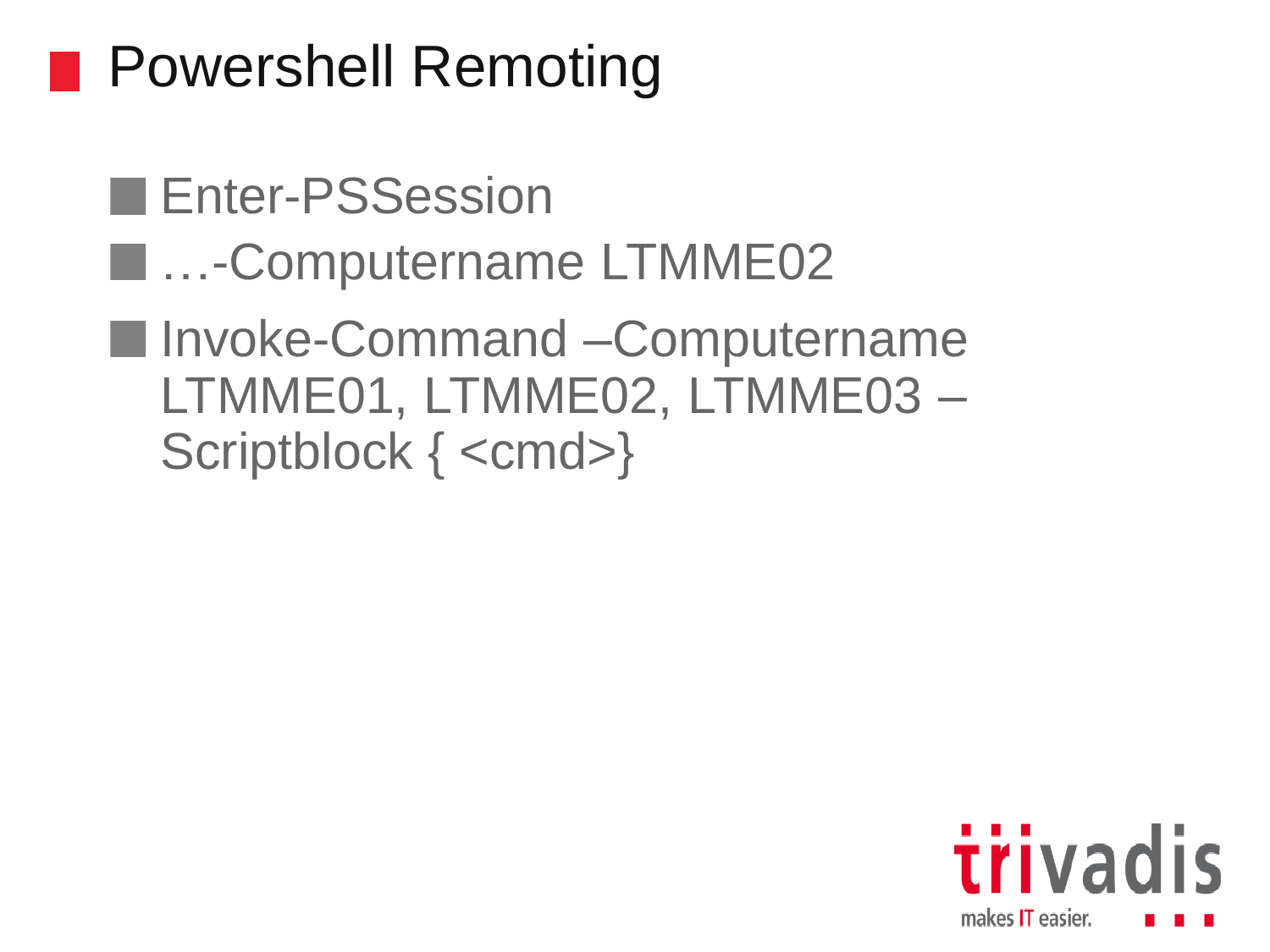# Powershell Remoting

- Enter-PSSession
- …-Computername LTMME02
- Invoke-Command –Computername LTMME01, LTMME02, LTMME03 –Scriptblock { <cmd>}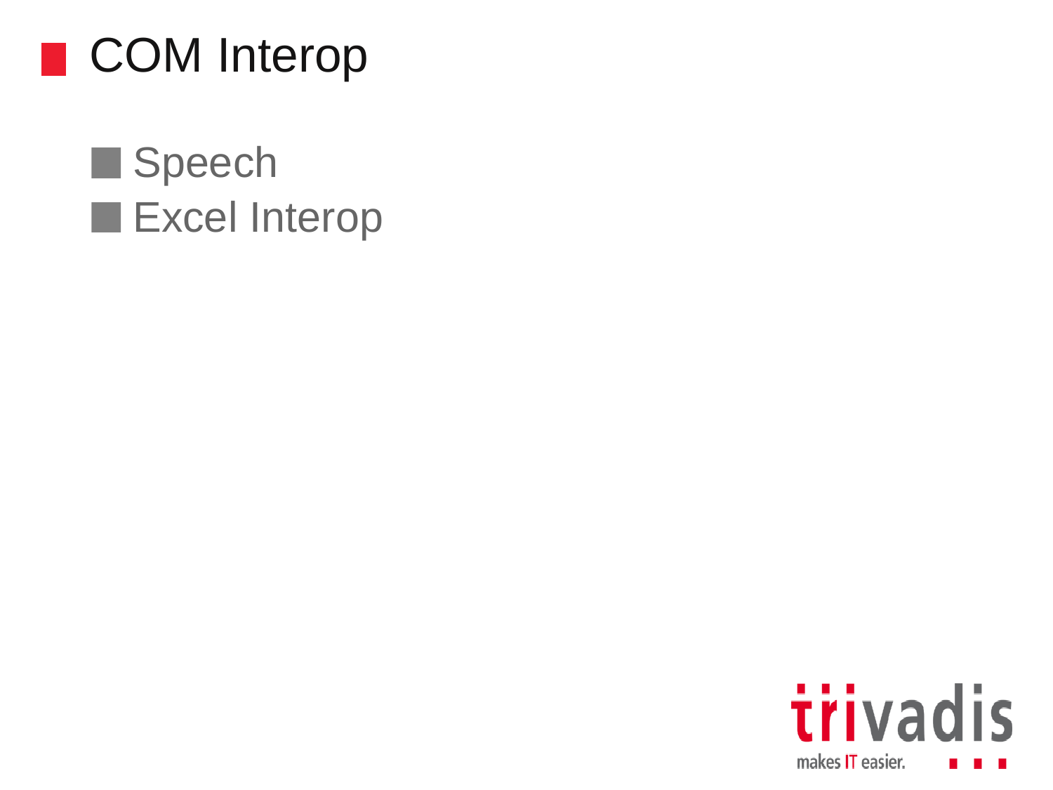# COM Interop

- Speech
- Excel Interop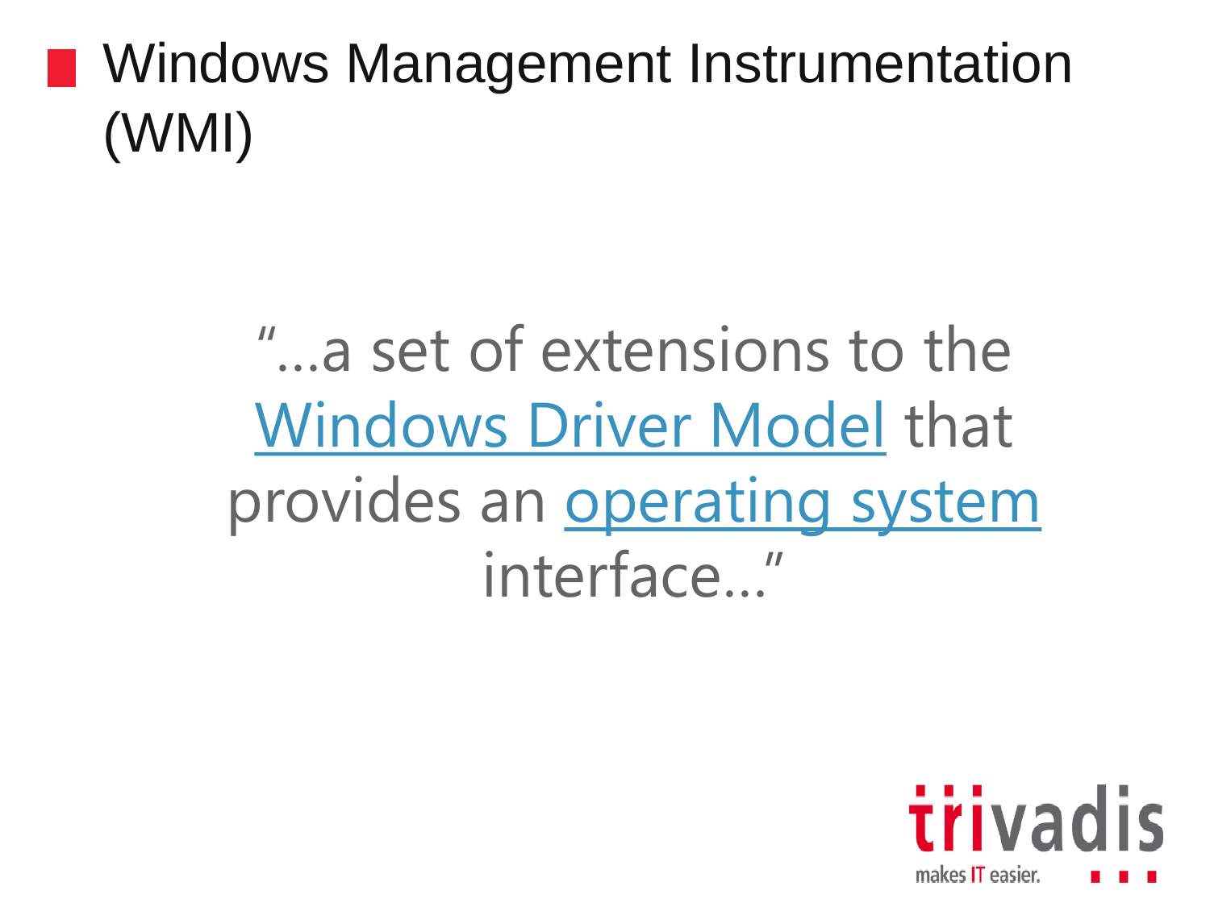# Windows Management Instrumentation (WMI)

"…a set of extensions to the Windows Driver Model that provides an operating system interface…"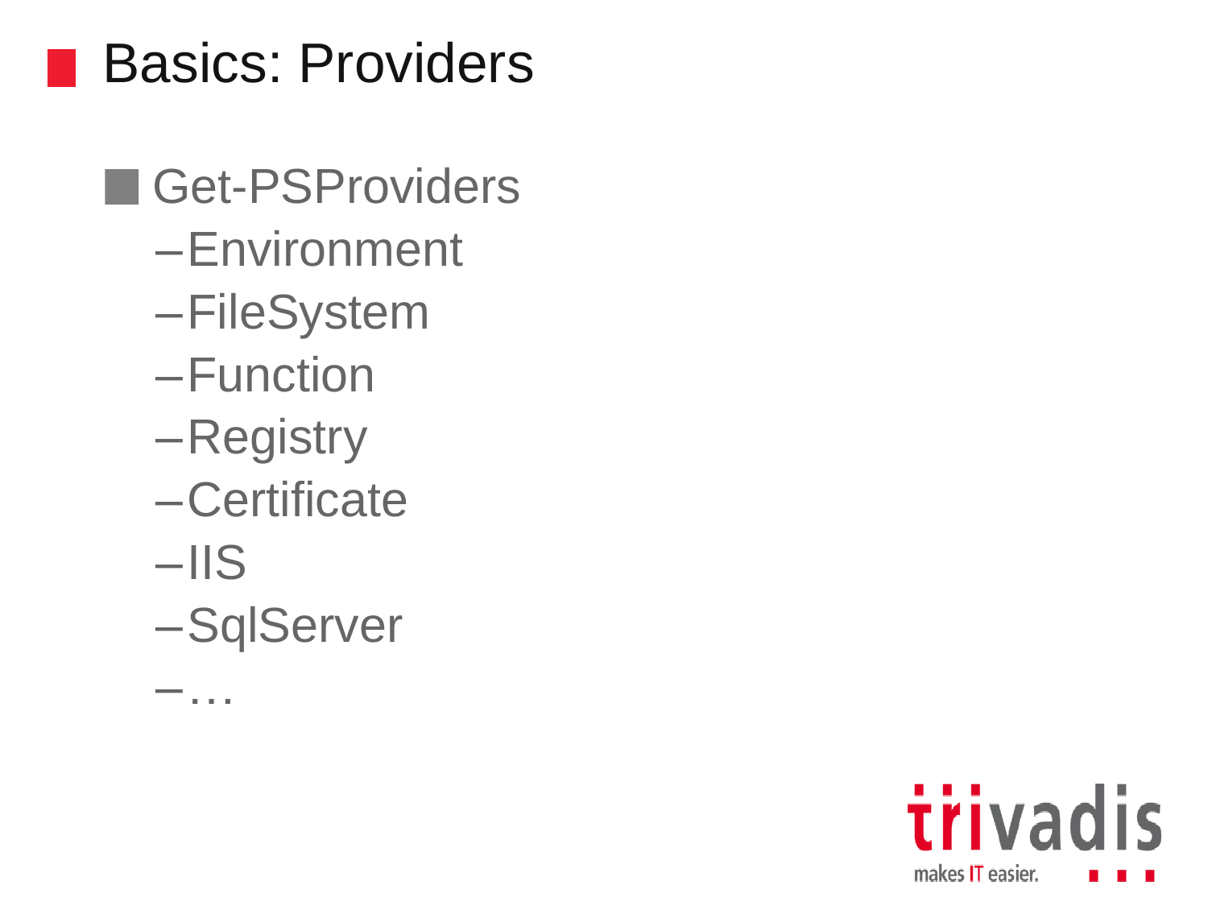# Basics: Providers

- Get-PSProviders
  - Environment
  - FileSystem
  - Function
  - Registry
  - Certificate
  - IIS
  - SqlServer
  - …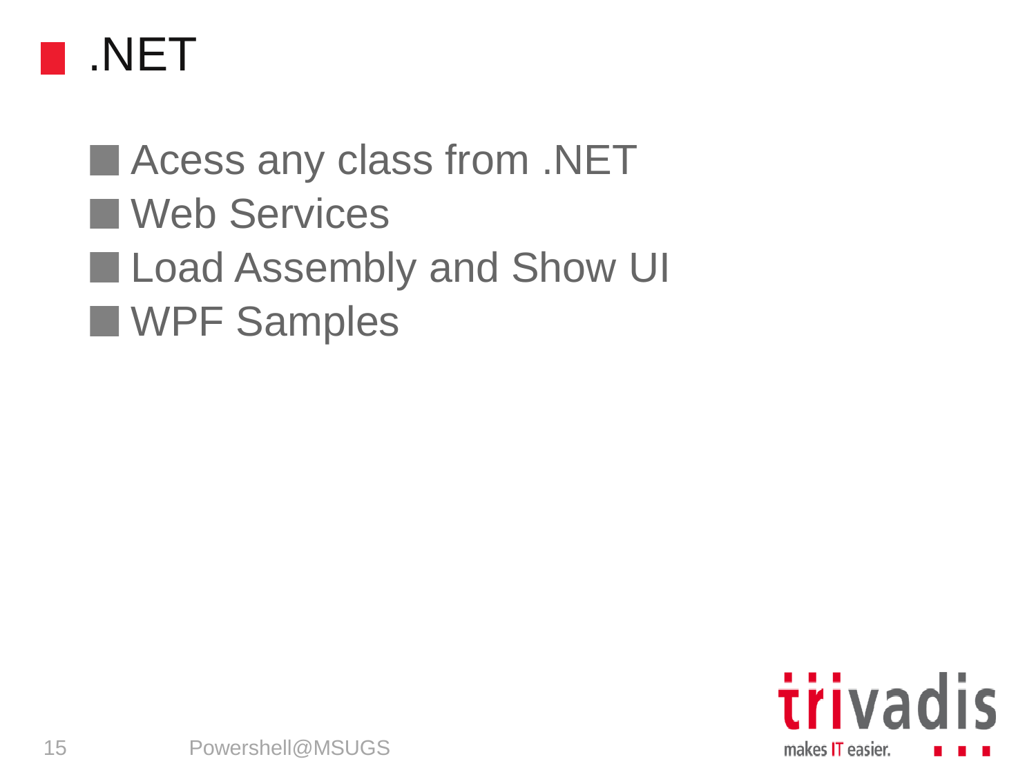# .NET

- Acess any class from .NET
- Web Services
- Load Assembly and Show UI
- WPF Samples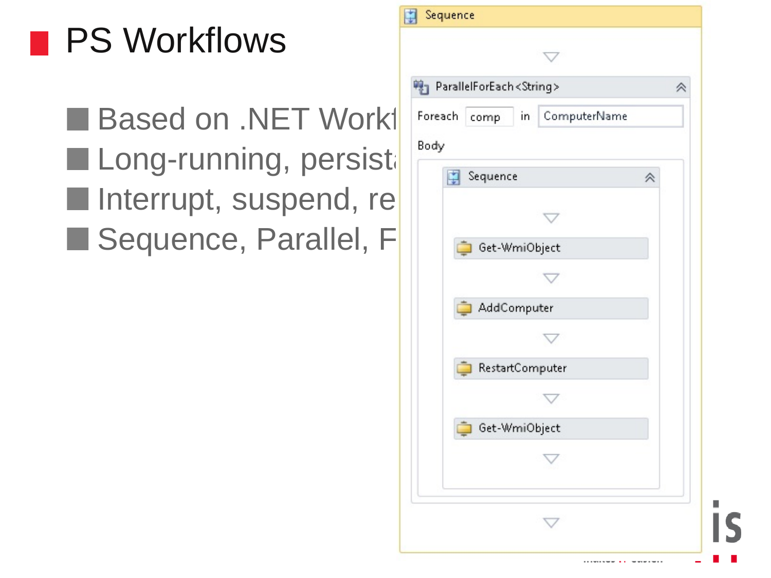# PS Workflows

- Based on .NET Workf
- Long-running, persist
- Interrupt, suspend, re
- Sequence, Parallel, F

Sequence

ParallelForEach<String>

Foreach comp in ComputerName

Body

Sequence

Get-WmiObject

AddComputer

RestartComputer

Get-WmiObject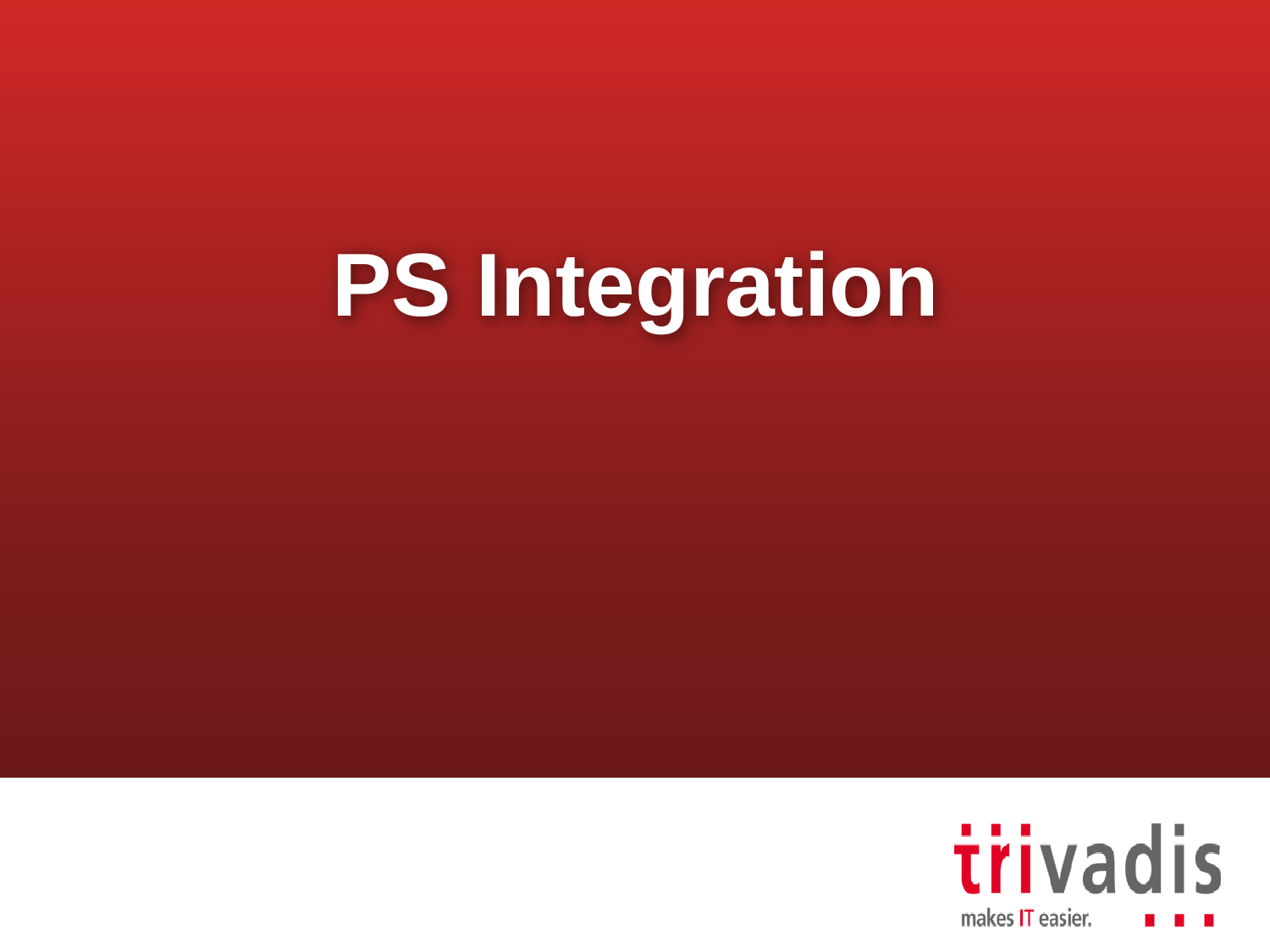# PS Integration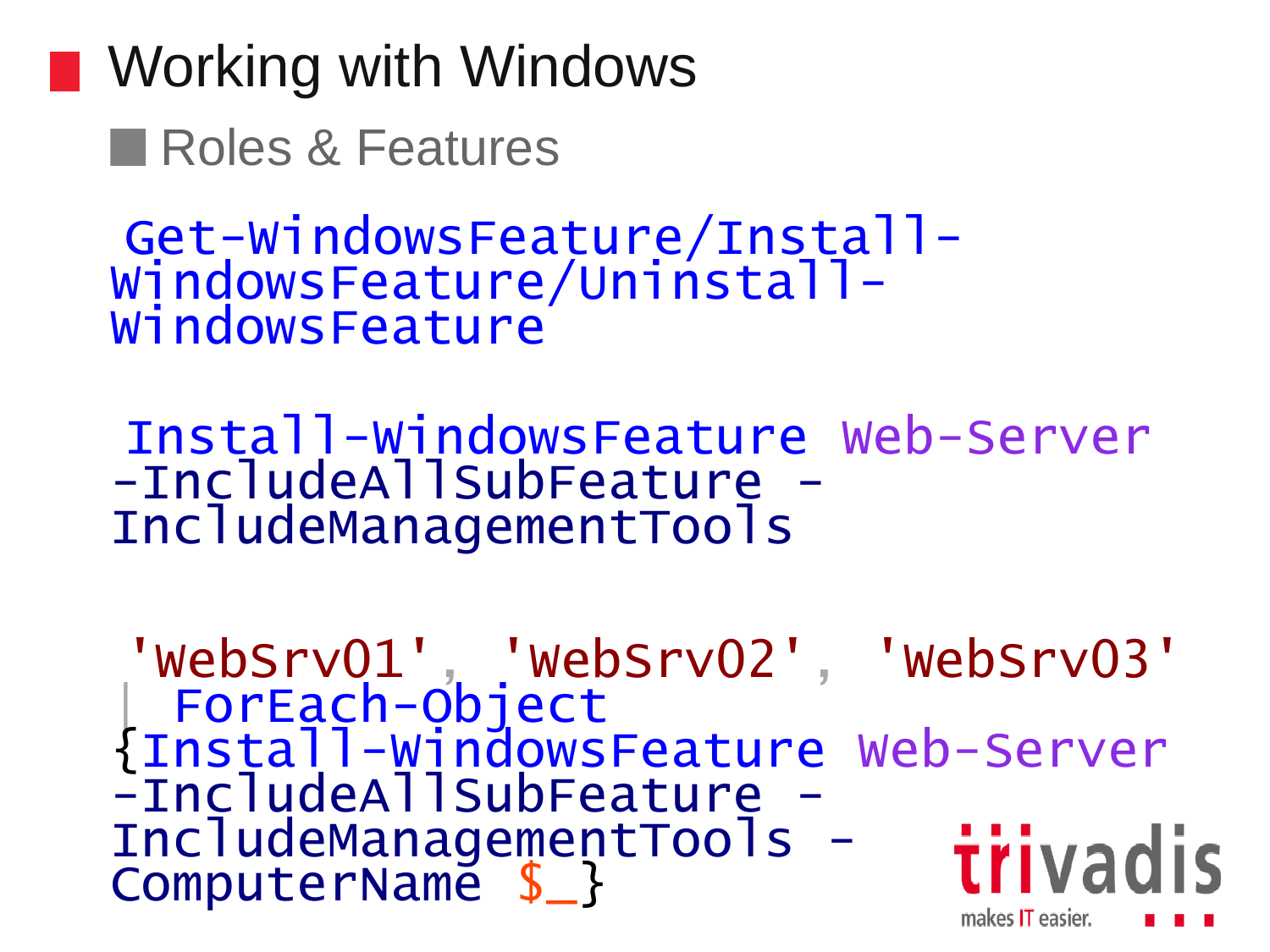# Working with Windows

## Roles & Features

```
Get-WindowsFeature/Install-WindowsFeature/Uninstall-WindowsFeature
```

```
Install-WindowsFeature Web-Server -IncludeAllSubFeature -IncludeManagementTools
```

```
'WebSrv01', 'WebSrv02', 'WebSrv03' | ForEach-Object {Install-WindowsFeature Web-Server -IncludeAllSubFeature -IncludeManagementTools -ComputerName $_}
```

trivadis makes IT easier.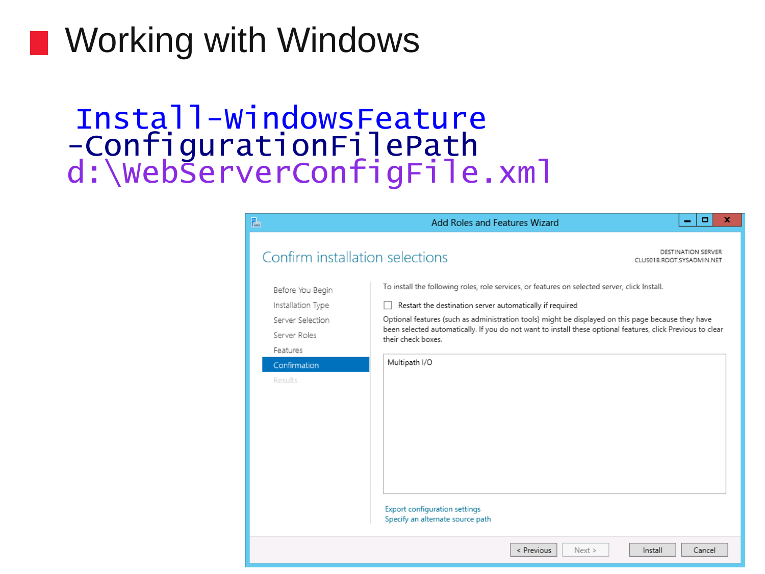# Working with Windows

```
Install-WindowsFeature
-ConfigurationFilePath
d:\WebServerConfigFile.xml
```

Add Roles and Features Wizard

Confirm installation selections

DESTINATION SERVER
CLUS01B.ROOT.SYSADMIN.NET

- Before You Begin
- Installation Type
- Server Selection
- Server Roles
- Features
- Confirmation
- Results

To install the following roles, role services, or features on selected server, click Install.

☐ Restart the destination server automatically if required

Optional features (such as administration tools) might be displayed on this page because they have been selected automatically. If you do not want to install these optional features, click Previous to clear their check boxes.

Multipath I/O

Export configuration settings
Specify an alternate source path

< Previous | Next > | Install | Cancel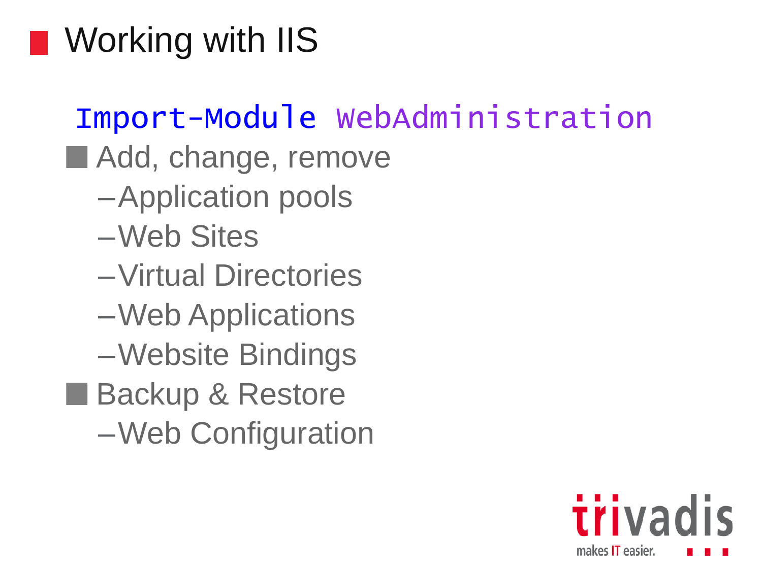# Working with IIS

```
Import-Module WebAdministration
```

- Add, change, remove
  - Application pools
  - Web Sites
  - Virtual Directories
  - Web Applications
  - Website Bindings
- Backup & Restore
  - Web Configuration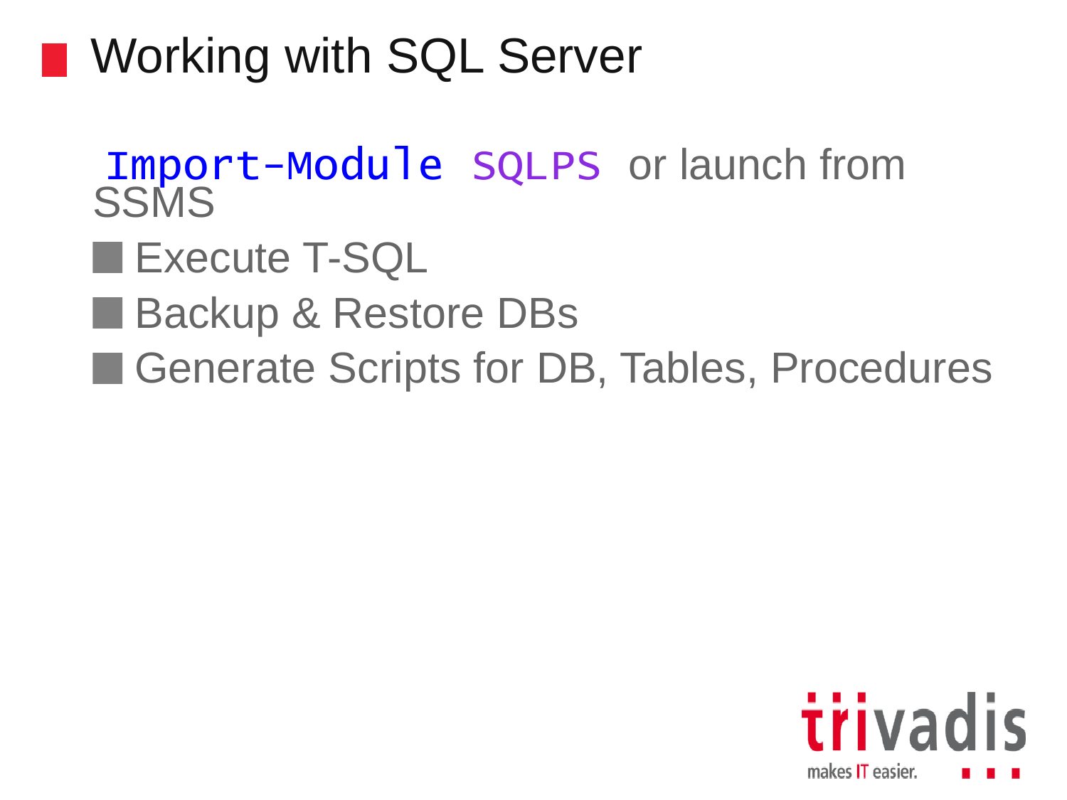## Working with SQL Server

`Import-Module SQLPS` or launch from SSMS

- Execute T-SQL
- Backup & Restore DBs
- Generate Scripts for DB, Tables, Procedures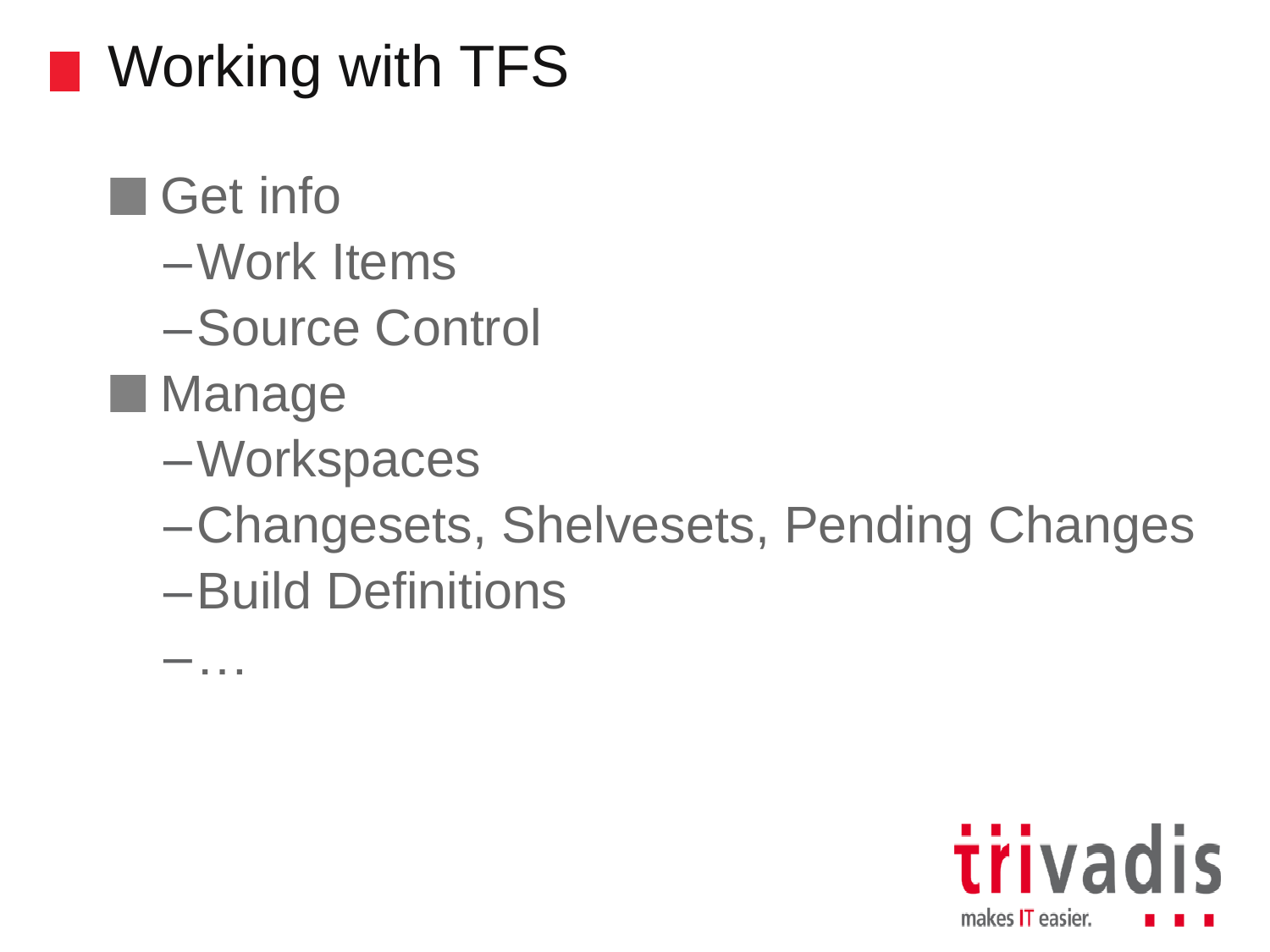# Working with TFS

- Get info
  - Work Items
  - Source Control
- Manage
  - Workspaces
  - Changesets, Shelvesets, Pending Changes
  - Build Definitions
  - …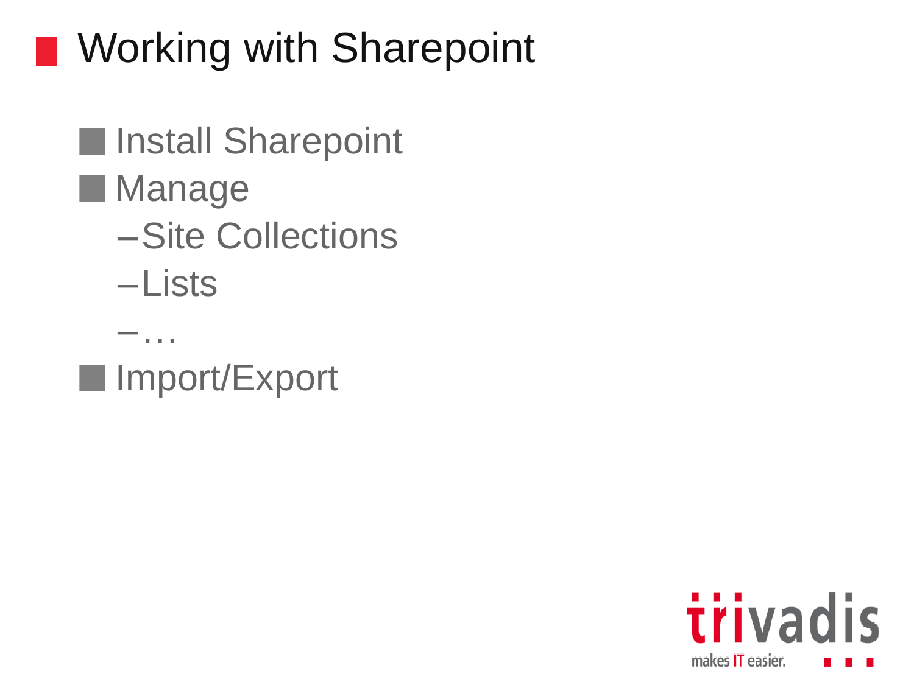# Working with Sharepoint

- Install Sharepoint
- Manage
  - Site Collections
  - Lists
  - …
- Import/Export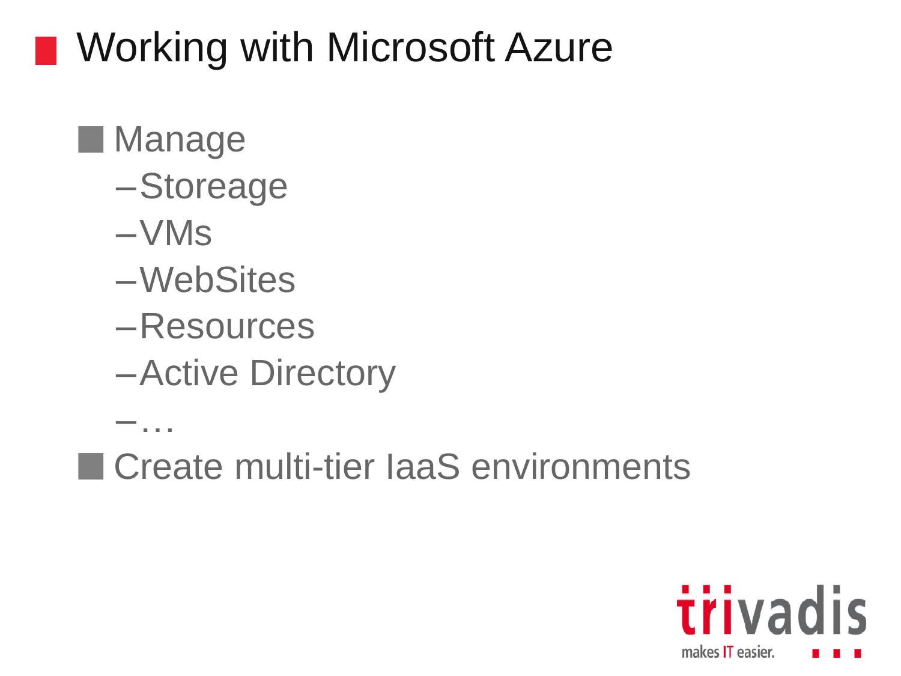# Working with Microsoft Azure

- Manage
  - Storeage
  - VMs
  - WebSites
  - Resources
  - Active Directory
  - …
- Create multi-tier IaaS environments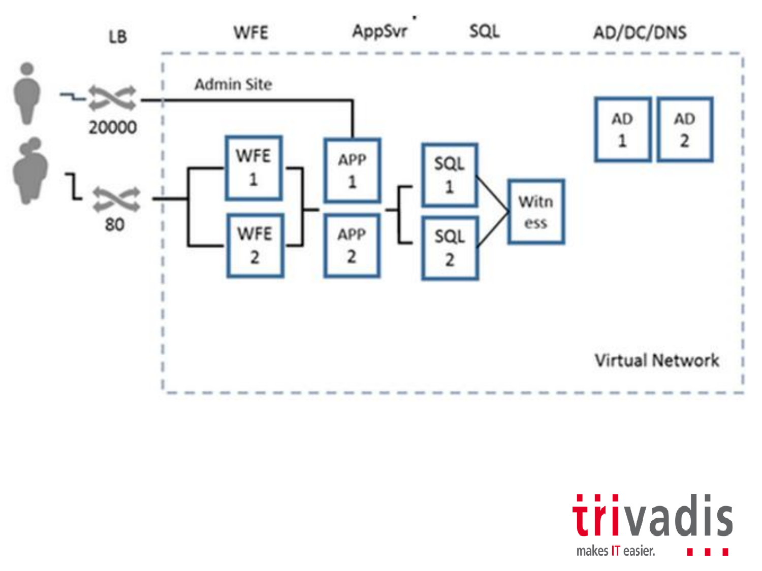LB WFE AppSvr SQL AD/DC/DNS

Admin Site

20000

80

WFE 1

WFE 2

APP 1

APP 2

SQL 1

SQL 2

Witness

AD 1

AD 2

Virtual Network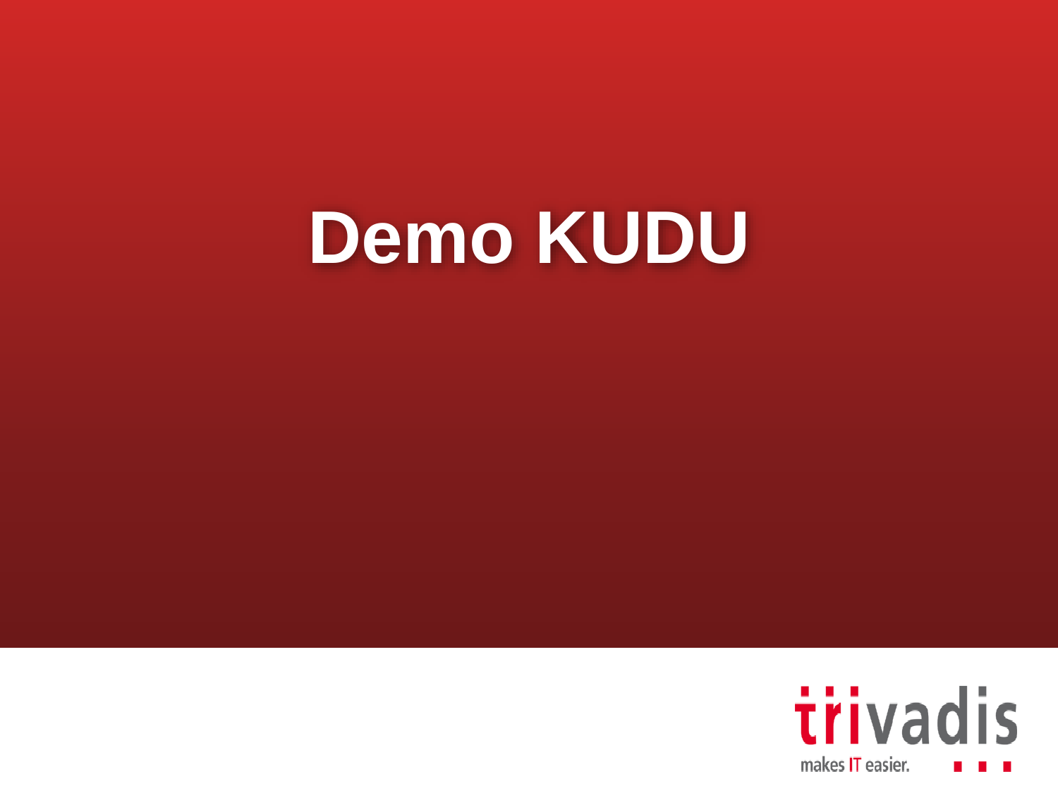# Demo KUDU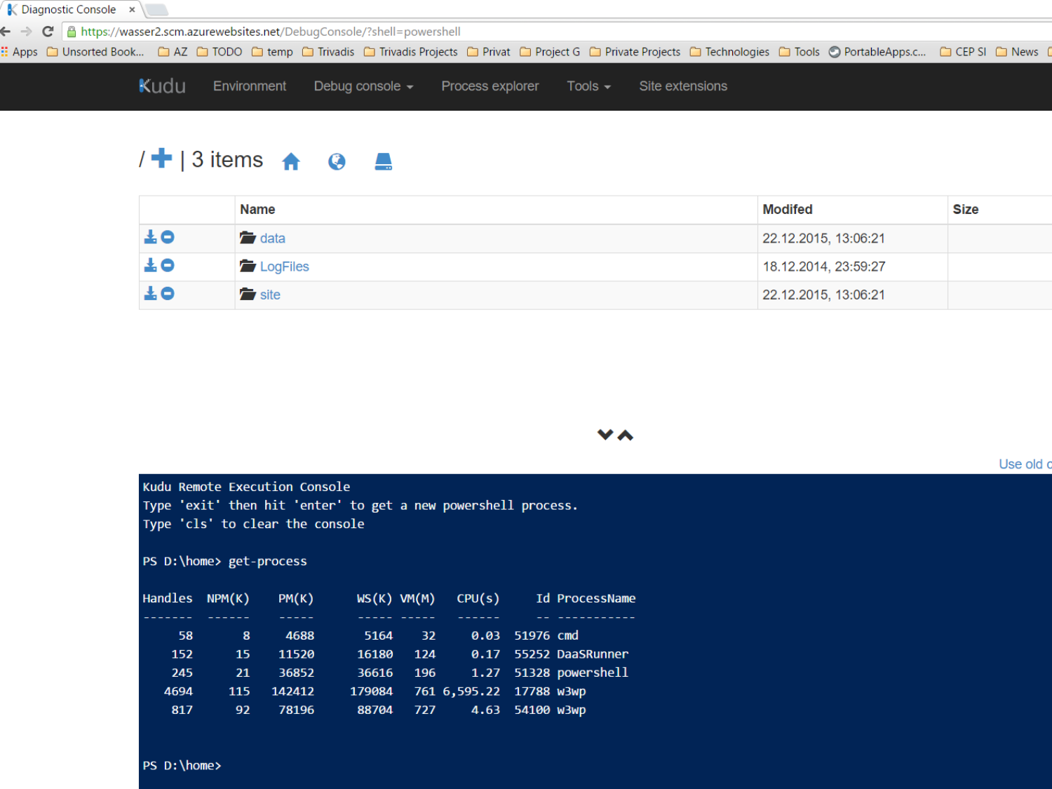Diagnostic Console

https://wasser2.scm.azurewebsites.net/DebugConsole/?shell=powershell

Apps | Unsorted Book... | AZ | TODO | temp | Trivadis | Trivadis Projects | Privat | Project G | Private Projects | Technologies | Tools | PortableApps.c... | CEP SI | News

Kudu | Environment | Debug console | Process explorer | Tools | Site extensions

/ + | 3 items

| | Name | Modifed | Size |
|---|---|---|---|
| | data | 22.12.2015, 13:06:21 | |
| | LogFiles | 18.12.2014, 23:59:27 | |
| | site | 22.12.2015, 13:06:21 | |

Use old c

```
Kudu Remote Execution Console
Type 'exit' then hit 'enter' to get a new powershell process.
Type 'cls' to clear the console

PS D:\home> get-process

Handles  NPM(K)    PM(K)      WS(K) VM(M)   CPU(s)     Id ProcessName
-------  ------    -----      ----- -----   ------     -- -----------
     58       8     4688       5164    32     0.03  51976 cmd
    152      15    11520      16180   124     0.17  55252 DaaSRunner
    245      21    36852      36616   196     1.27  51328 powershell
   4694     115   142412     179084   761 6,595.22  17788 w3wp
    817      92    78196      88704   727     4.63  54100 w3wp


PS D:\home>
```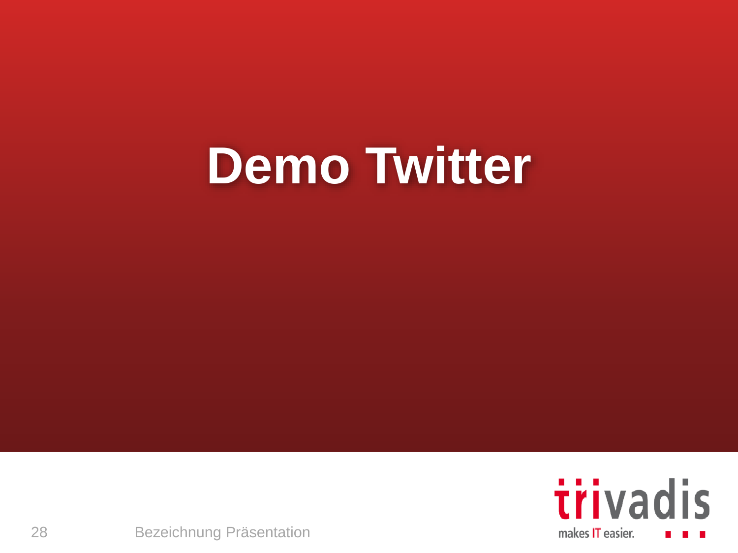# Demo Twitter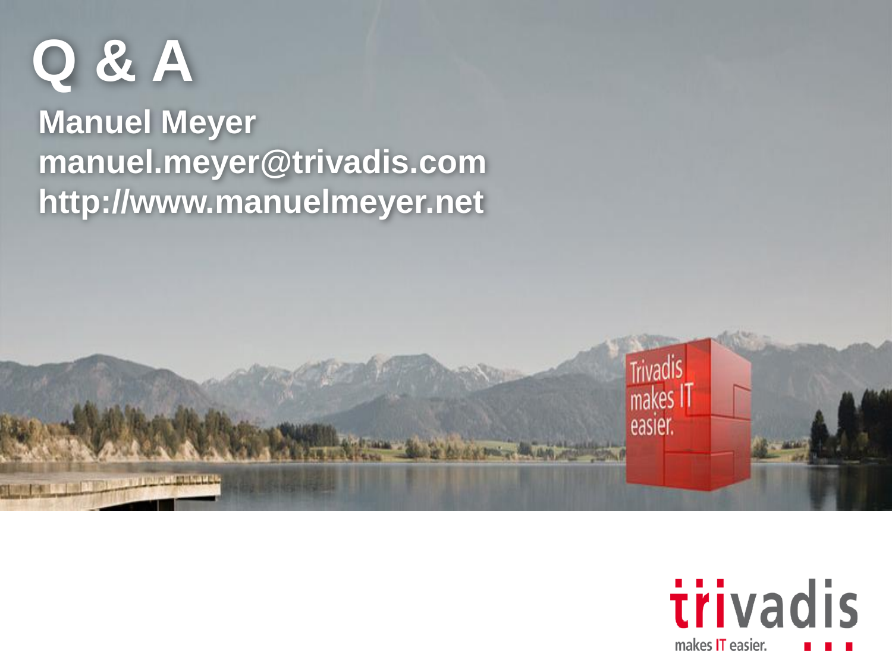# Q & A

**Manuel Meyer**
**manuel.meyer@trivadis.com**
**http://www.manuelmeyer.net**